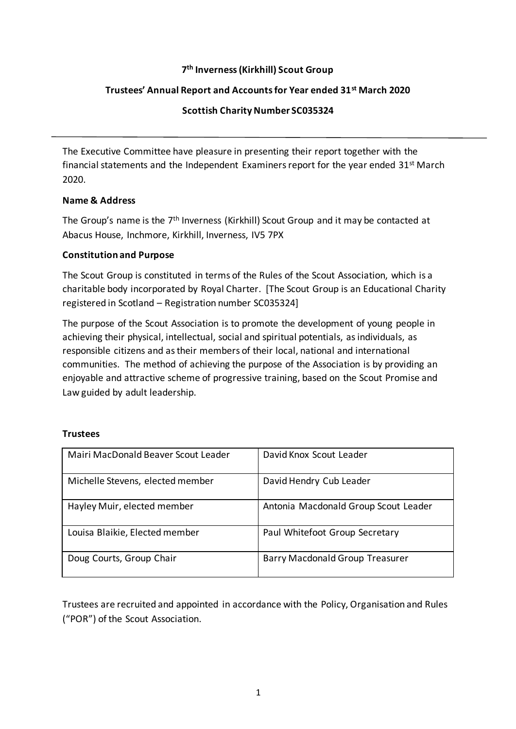**7th Inverness (Kirkhill) Scout Group**

**Trustees' Annual Report and Accounts for Year ended 31st March 2020**

**Scottish Charity Number SC035324**

---

The Executive Committee have pleasure in presenting their report together with the financial statements and the Independent Examiners report for the year ended 31st March 2020.

**Name & Address**

The Group's name is the 7th Inverness (Kirkhill) Scout Group and it may be contacted at Abacus House, Inchmore, Kirkhill, Inverness, IV5 7PX

**Constitution and Purpose**

The Scout Group is constituted in terms of the Rules of the Scout Association, which is a charitable body incorporated by Royal Charter. [The Scout Group is an Educational Charity registered in Scotland – Registration number SC035324]

The purpose of the Scout Association is to promote the development of young people in achieving their physical, intellectual, social and spiritual potentials, as individuals, as responsible citizens and as their members of their local, national and international communities. The method of achieving the purpose of the Association is by providing an enjoyable and attractive scheme of progressive training, based on the Scout Promise and Law guided by adult leadership.

**Trustees**

| | |
|---|---|
| Mairi MacDonald Beaver Scout Leader | David Knox Scout Leader |
| Michelle Stevens, elected member | David Hendry Cub Leader |
| Hayley Muir, elected member | Antonia Macdonald Group Scout Leader |
| Louisa Blaikie, Elected member | Paul Whitefoot Group Secretary |
| Doug Courts, Group Chair | Barry Macdonald Group Treasurer |

Trustees are recruited and appointed in accordance with the Policy, Organisation and Rules ("POR") of the Scout Association.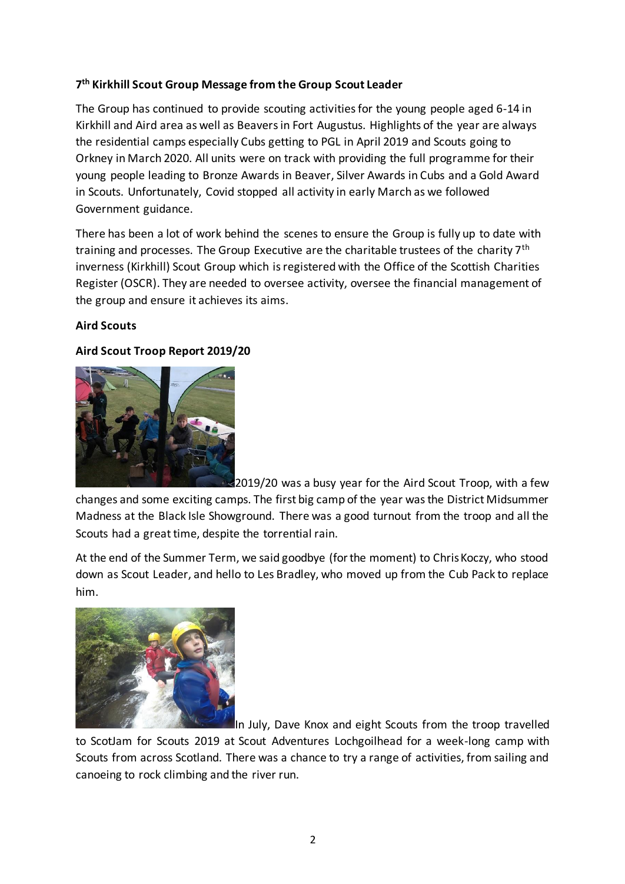**7th Kirkhill Scout Group Message from the Group Scout Leader**

The Group has continued to provide scouting activities for the young people aged 6-14 in Kirkhill and Aird area as well as Beavers in Fort Augustus. Highlights of the year are always the residential camps especially Cubs getting to PGL in April 2019 and Scouts going to Orkney in March 2020. All units were on track with providing the full programme for their young people leading to Bronze Awards in Beaver, Silver Awards in Cubs and a Gold Award in Scouts. Unfortunately, Covid stopped all activity in early March as we followed Government guidance.

There has been a lot of work behind the scenes to ensure the Group is fully up to date with training and processes. The Group Executive are the charitable trustees of the charity 7th inverness (Kirkhill) Scout Group which is registered with the Office of the Scottish Charities Register (OSCR). They are needed to oversee activity, oversee the financial management of the group and ensure it achieves its aims.

**Aird Scouts**

**Aird Scout Troop Report 2019/20**

2019/20 was a busy year for the Aird Scout Troop, with a few changes and some exciting camps. The first big camp of the year was the District Midsummer Madness at the Black Isle Showground. There was a good turnout from the troop and all the Scouts had a great time, despite the torrential rain.

At the end of the Summer Term, we said goodbye (for the moment) to Chris Koczy, who stood down as Scout Leader, and hello to Les Bradley, who moved up from the Cub Pack to replace him.

In July, Dave Knox and eight Scouts from the troop travelled to ScotJam for Scouts 2019 at Scout Adventures Lochgoilhead for a week-long camp with Scouts from across Scotland. There was a chance to try a range of activities, from sailing and canoeing to rock climbing and the river run.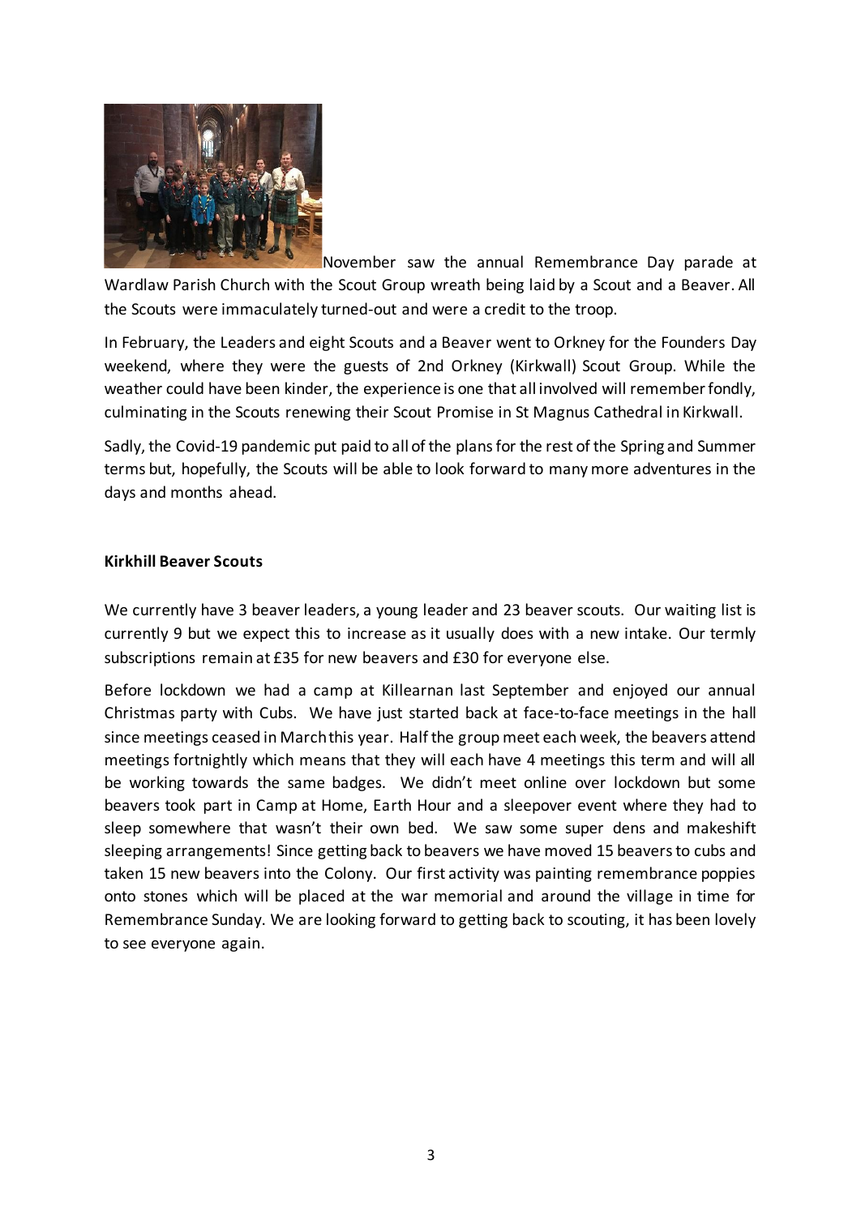November saw the annual Remembrance Day parade at Wardlaw Parish Church with the Scout Group wreath being laid by a Scout and a Beaver. All the Scouts were immaculately turned-out and were a credit to the troop.

In February, the Leaders and eight Scouts and a Beaver went to Orkney for the Founders Day weekend, where they were the guests of 2nd Orkney (Kirkwall) Scout Group. While the weather could have been kinder, the experience is one that all involved will remember fondly, culminating in the Scouts renewing their Scout Promise in St Magnus Cathedral in Kirkwall.

Sadly, the Covid-19 pandemic put paid to all of the plans for the rest of the Spring and Summer terms but, hopefully, the Scouts will be able to look forward to many more adventures in the days and months ahead.

**Kirkhill Beaver Scouts**

We currently have 3 beaver leaders, a young leader and 23 beaver scouts. Our waiting list is currently 9 but we expect this to increase as it usually does with a new intake. Our termly subscriptions remain at £35 for new beavers and £30 for everyone else.

Before lockdown we had a camp at Killearnan last September and enjoyed our annual Christmas party with Cubs. We have just started back at face-to-face meetings in the hall since meetings ceased in March this year. Half the group meet each week, the beavers attend meetings fortnightly which means that they will each have 4 meetings this term and will all be working towards the same badges. We didn't meet online over lockdown but some beavers took part in Camp at Home, Earth Hour and a sleepover event where they had to sleep somewhere that wasn't their own bed. We saw some super dens and makeshift sleeping arrangements! Since getting back to beavers we have moved 15 beavers to cubs and taken 15 new beavers into the Colony. Our first activity was painting remembrance poppies onto stones which will be placed at the war memorial and around the village in time for Remembrance Sunday. We are looking forward to getting back to scouting, it has been lovely to see everyone again.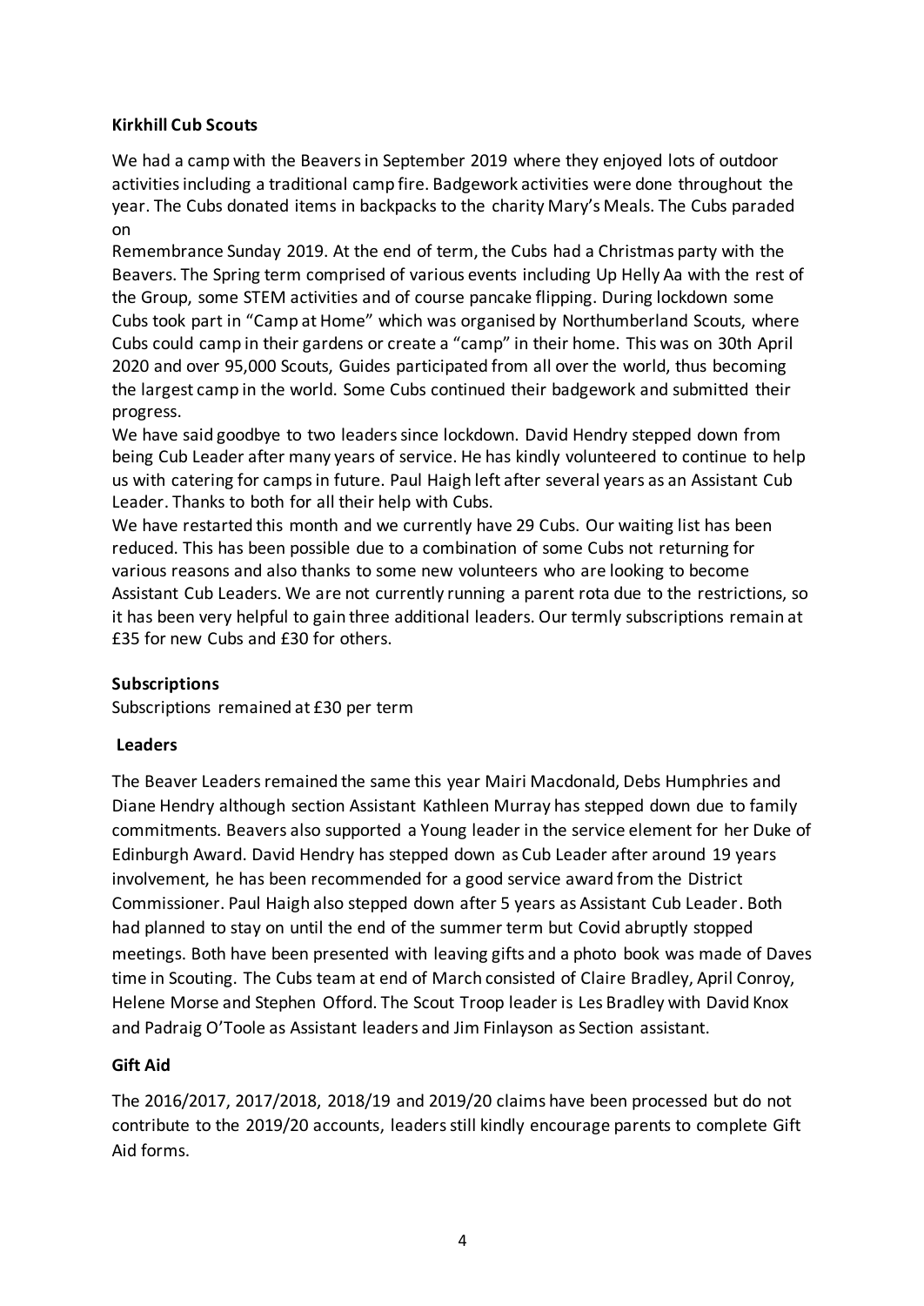**Kirkhill Cub Scouts**

We had a camp with the Beavers in September 2019 where they enjoyed lots of outdoor activities including a traditional camp fire. Badgework activities were done throughout the year. The Cubs donated items in backpacks to the charity Mary's Meals. The Cubs paraded on

Remembrance Sunday 2019. At the end of term, the Cubs had a Christmas party with the Beavers. The Spring term comprised of various events including Up Helly Aa with the rest of the Group, some STEM activities and of course pancake flipping. During lockdown some Cubs took part in "Camp at Home" which was organised by Northumberland Scouts, where Cubs could camp in their gardens or create a "camp" in their home. This was on 30th April 2020 and over 95,000 Scouts, Guides participated from all over the world, thus becoming the largest camp in the world. Some Cubs continued their badgework and submitted their progress.

We have said goodbye to two leaders since lockdown. David Hendry stepped down from being Cub Leader after many years of service. He has kindly volunteered to continue to help us with catering for camps in future. Paul Haigh left after several years as an Assistant Cub Leader. Thanks to both for all their help with Cubs.

We have restarted this month and we currently have 29 Cubs. Our waiting list has been reduced. This has been possible due to a combination of some Cubs not returning for various reasons and also thanks to some new volunteers who are looking to become Assistant Cub Leaders. We are not currently running a parent rota due to the restrictions, so it has been very helpful to gain three additional leaders. Our termly subscriptions remain at £35 for new Cubs and £30 for others.

**Subscriptions**

Subscriptions remained at £30 per term

**Leaders**

The Beaver Leaders remained the same this year Mairi Macdonald, Debs Humphries and Diane Hendry although section Assistant Kathleen Murray has stepped down due to family commitments. Beavers also supported a Young leader in the service element for her Duke of Edinburgh Award. David Hendry has stepped down as Cub Leader after around 19 years involvement, he has been recommended for a good service award from the District Commissioner. Paul Haigh also stepped down after 5 years as Assistant Cub Leader. Both had planned to stay on until the end of the summer term but Covid abruptly stopped meetings. Both have been presented with leaving gifts and a photo book was made of Daves time in Scouting. The Cubs team at end of March consisted of Claire Bradley, April Conroy, Helene Morse and Stephen Offord. The Scout Troop leader is Les Bradley with David Knox and Padraig O'Toole as Assistant leaders and Jim Finlayson as Section assistant.

**Gift Aid**

The 2016/2017, 2017/2018, 2018/19 and 2019/20 claims have been processed but do not contribute to the 2019/20 accounts, leaders still kindly encourage parents to complete Gift Aid forms.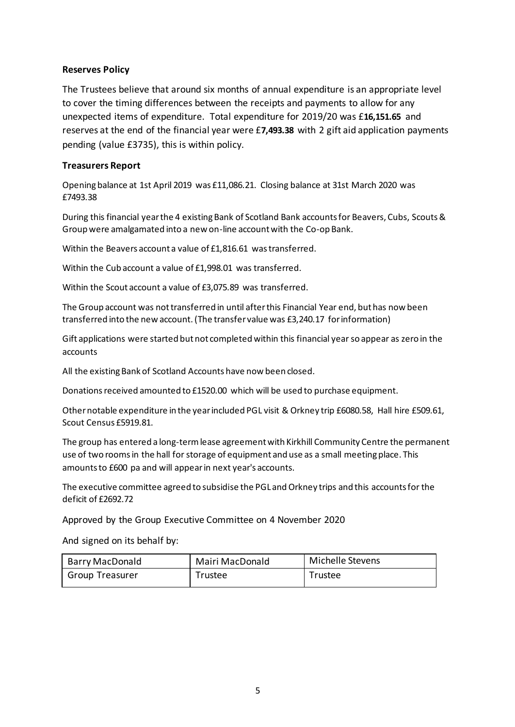**Reserves Policy**

The Trustees believe that around six months of annual expenditure is an appropriate level to cover the timing differences between the receipts and payments to allow for any unexpected items of expenditure. Total expenditure for 2019/20 was £**16,151.65** and reserves at the end of the financial year were £**7,493.38** with 2 gift aid application payments pending (value £3735), this is within policy.

**Treasurers Report**

Opening balance at 1st April 2019 was £11,086.21. Closing balance at 31st March 2020 was £7493.38

During this financial year the 4 existing Bank of Scotland Bank accounts for Beavers, Cubs, Scouts & Group were amalgamated into a new on-line account with the Co-op Bank.

Within the Beavers account a value of £1,816.61 was transferred.

Within the Cub account a value of £1,998.01 was transferred.

Within the Scout account a value of £3,075.89 was transferred.

The Group account was not transferred in until after this Financial Year end, but has now been transferred into the new account. (The transfer value was £3,240.17 for information)

Gift applications were started but not completed within this financial year so appear as zero in the accounts

All the existing Bank of Scotland Accounts have now been closed.

Donations received amounted to £1520.00 which will be used to purchase equipment.

Other notable expenditure in the year included PGL visit & Orkney trip £6080.58, Hall hire £509.61, Scout Census £5919.81.

The group has entered a long-term lease agreement with Kirkhill Community Centre the permanent use of two rooms in the hall for storage of equipment and use as a small meeting place. This amounts to £600 pa and will appear in next year's accounts.

The executive committee agreed to subsidise the PGL and Orkney trips and this accounts for the deficit of £2692.72

Approved by the Group Executive Committee on 4 November 2020

And signed on its behalf by:

| Barry MacDonald | Mairi MacDonald | Michelle Stevens |
| --- | --- | --- |
| Group Treasurer | Trustee | Trustee |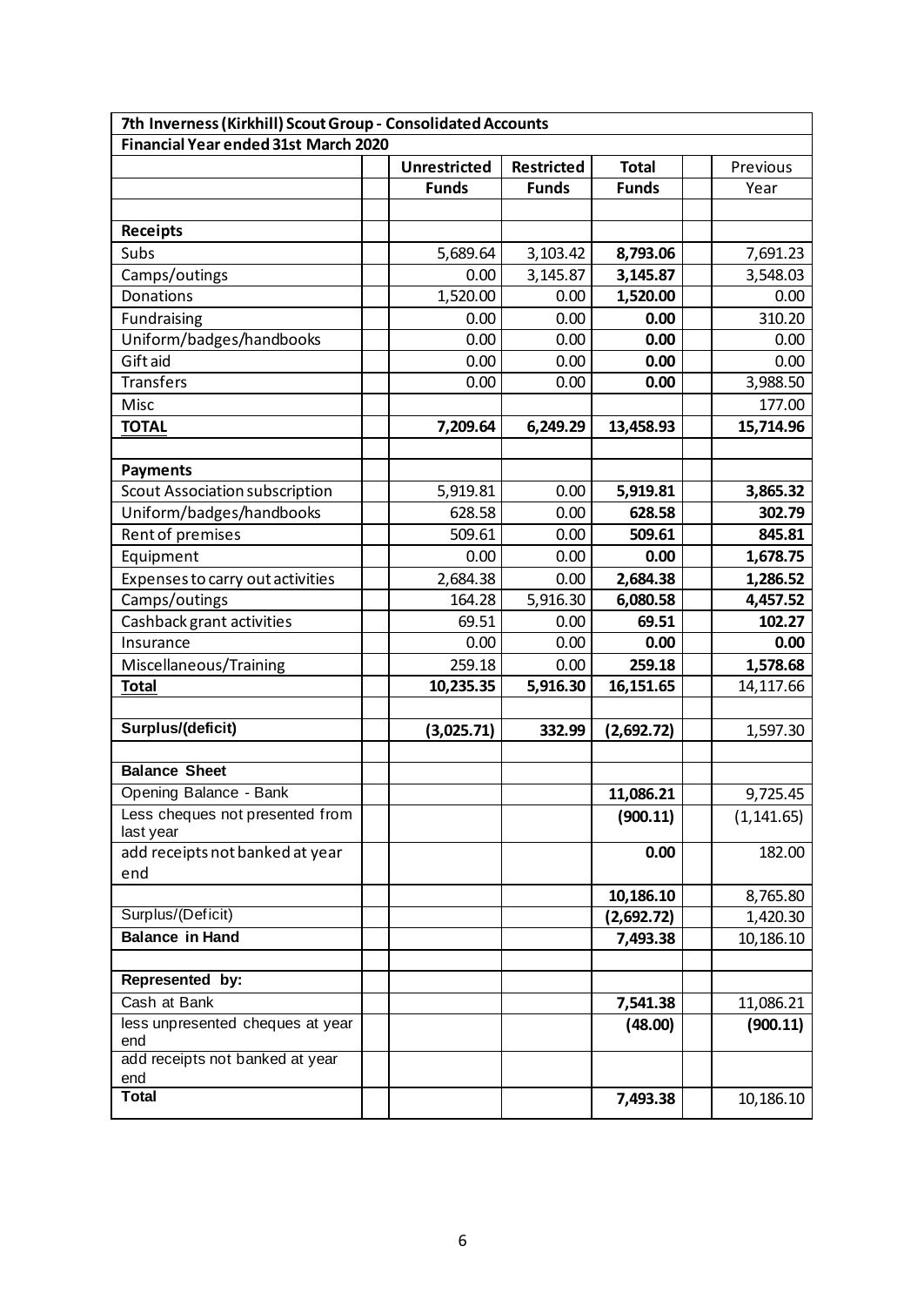| 7th Inverness (Kirkhill) Scout Group - Consolidated Accounts | | | | | | |
|---|---|---|---|---|---|---|
| **Financial Year ended 31st March 2020** | | | | | | |
| | | **Unrestricted Funds** | **Restricted Funds** | **Total Funds** | | Previous Year |
| | | | | | | |
| **Receipts** | | | | | | |
| Subs | | 5,689.64 | 3,103.42 | **8,793.06** | | 7,691.23 |
| Camps/outings | | 0.00 | 3,145.87 | **3,145.87** | | 3,548.03 |
| Donations | | 1,520.00 | 0.00 | **1,520.00** | | 0.00 |
| Fundraising | | 0.00 | 0.00 | **0.00** | | 310.20 |
| Uniform/badges/handbooks | | 0.00 | 0.00 | **0.00** | | 0.00 |
| Gift aid | | 0.00 | 0.00 | **0.00** | | 0.00 |
| Transfers | | 0.00 | 0.00 | **0.00** | | 3,988.50 |
| Misc | | | | | | 177.00 |
| **TOTAL** | | **7,209.64** | **6,249.29** | **13,458.93** | | **15,714.96** |
| | | | | | | |
| **Payments** | | | | | | |
| Scout Association subscription | | 5,919.81 | 0.00 | **5,919.81** | | **3,865.32** |
| Uniform/badges/handbooks | | 628.58 | 0.00 | **628.58** | | **302.79** |
| Rent of premises | | 509.61 | 0.00 | **509.61** | | **845.81** |
| Equipment | | 0.00 | 0.00 | **0.00** | | **1,678.75** |
| Expenses to carry out activities | | 2,684.38 | 0.00 | **2,684.38** | | **1,286.52** |
| Camps/outings | | 164.28 | 5,916.30 | **6,080.58** | | **4,457.52** |
| Cashback grant activities | | 69.51 | 0.00 | **69.51** | | **102.27** |
| Insurance | | 0.00 | 0.00 | **0.00** | | **0.00** |
| Miscellaneous/Training | | 259.18 | 0.00 | **259.18** | | **1,578.68** |
| **Total** | | **10,235.35** | **5,916.30** | **16,151.65** | | 14,117.66 |
| | | | | | | |
| **Surplus/(deficit)** | | **(3,025.71)** | **332.99** | **(2,692.72)** | | 1,597.30 |
| | | | | | | |
| **Balance Sheet** | | | | | | |
| Opening Balance - Bank | | | | **11,086.21** | | 9,725.45 |
| Less cheques not presented from last year | | | | **(900.11)** | | (1,141.65) |
| add receipts not banked at year end | | | | **0.00** | | 182.00 |
| | | | | **10,186.10** | | 8,765.80 |
| Surplus/(Deficit) | | | | **(2,692.72)** | | 1,420.30 |
| **Balance in Hand** | | | | **7,493.38** | | 10,186.10 |
| | | | | | | |
| **Represented by:** | | | | | | |
| Cash at Bank | | | | **7,541.38** | | 11,086.21 |
| less unpresented cheques at year end | | | | **(48.00)** | | **(900.11)** |
| add receipts not banked at year end | | | | | | |
| **Total** | | | | **7,493.38** | | 10,186.10 |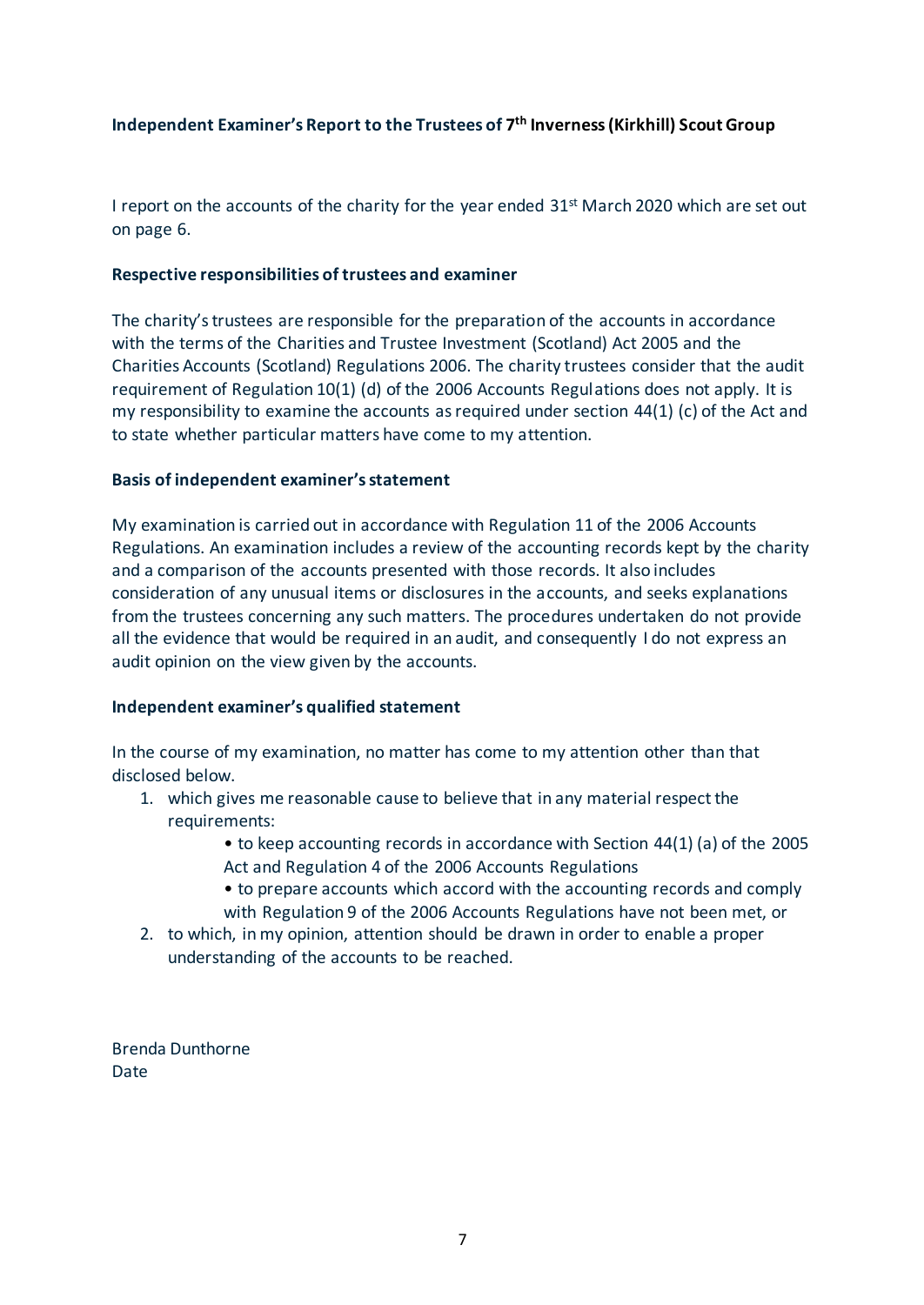**Independent Examiner's Report to the Trustees of 7th Inverness (Kirkhill) Scout Group**

I report on the accounts of the charity for the year ended 31st March 2020 which are set out on page 6.

**Respective responsibilities of trustees and examiner**

The charity's trustees are responsible for the preparation of the accounts in accordance with the terms of the Charities and Trustee Investment (Scotland) Act 2005 and the Charities Accounts (Scotland) Regulations 2006. The charity trustees consider that the audit requirement of Regulation 10(1) (d) of the 2006 Accounts Regulations does not apply. It is my responsibility to examine the accounts as required under section 44(1) (c) of the Act and to state whether particular matters have come to my attention.

**Basis of independent examiner's statement**

My examination is carried out in accordance with Regulation 11 of the 2006 Accounts Regulations. An examination includes a review of the accounting records kept by the charity and a comparison of the accounts presented with those records. It also includes consideration of any unusual items or disclosures in the accounts, and seeks explanations from the trustees concerning any such matters. The procedures undertaken do not provide all the evidence that would be required in an audit, and consequently I do not express an audit opinion on the view given by the accounts.

**Independent examiner's qualified statement**

In the course of my examination, no matter has come to my attention other than that disclosed below.

1. which gives me reasonable cause to believe that in any material respect the requirements:
   - to keep accounting records in accordance with Section 44(1) (a) of the 2005 Act and Regulation 4 of the 2006 Accounts Regulations
   - to prepare accounts which accord with the accounting records and comply with Regulation 9 of the 2006 Accounts Regulations have not been met, or
2. to which, in my opinion, attention should be drawn in order to enable a proper understanding of the accounts to be reached.

Brenda Dunthorne
Date